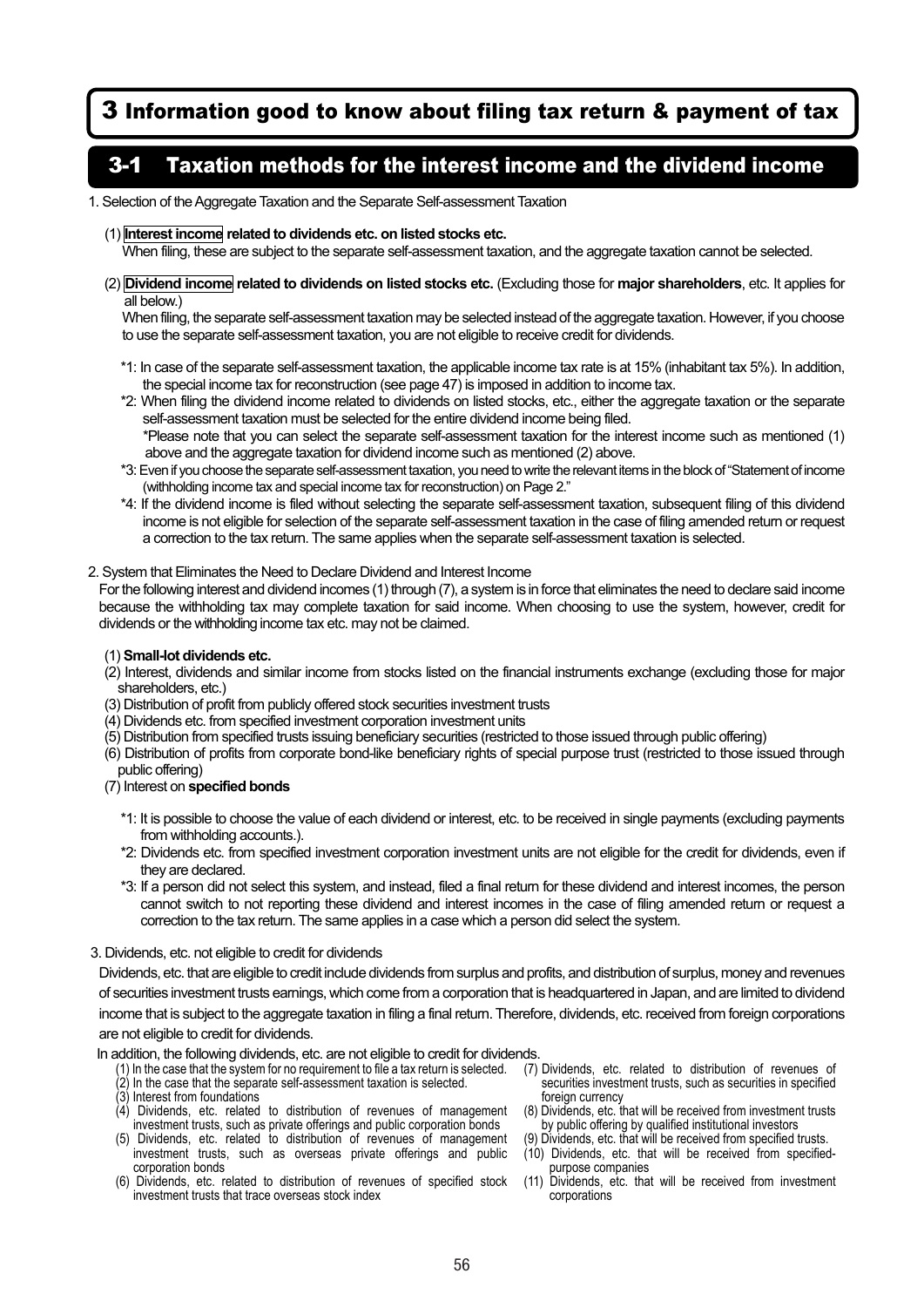# 3 Information good to know about filing tax return & payment of tax

## 3-1 Taxation methods for the interest income and the dividend income

1. Selection of the Aggregate Taxation and the Separate Self-assessment Taxation

(1) **Interest income related to dividends etc. on listed stocks etc.**
When filing, these are subject to the separate self-assessment taxation, and the aggregate taxation cannot be selected.

(2) **Dividend income related to dividends on listed stocks etc.** (Excluding those for **major shareholders**, etc. It applies for all below.)
When filing, the separate self-assessment taxation may be selected instead of the aggregate taxation. However, if you choose to use the separate self-assessment taxation, you are not eligible to receive credit for dividends.

*1: In case of the separate self-assessment taxation, the applicable income tax rate is at 15% (inhabitant tax 5%). In addition, the special income tax for reconstruction (see page 47) is imposed in addition to income tax.

*2: When filing the dividend income related to dividends on listed stocks, etc., either the aggregate taxation or the separate self-assessment taxation must be selected for the entire dividend income being filed.
*Please note that you can select the separate self-assessment taxation for the interest income such as mentioned (1) above and the aggregate taxation for dividend income such as mentioned (2) above.

*3: Even if you choose the separate self-assessment taxation, you need to write the relevant items in the block of "Statement of income (withholding income tax and special income tax for reconstruction) on Page 2."

*4: If the dividend income is filed without selecting the separate self-assessment taxation, subsequent filing of this dividend income is not eligible for selection of the separate self-assessment taxation in the case of filing amended return or request a correction to the tax return. The same applies when the separate self-assessment taxation is selected.

2. System that Eliminates the Need to Declare Dividend and Interest Income

For the following interest and dividend incomes (1) through (7), a system is in force that eliminates the need to declare said income because the withholding tax may complete taxation for said income. When choosing to use the system, however, credit for dividends or the withholding income tax etc. may not be claimed.

(1) **Small-lot dividends etc.**
(2) Interest, dividends and similar income from stocks listed on the financial instruments exchange (excluding those for major shareholders, etc.)
(3) Distribution of profit from publicly offered stock securities investment trusts
(4) Dividends etc. from specified investment corporation investment units
(5) Distribution from specified trusts issuing beneficiary securities (restricted to those issued through public offering)
(6) Distribution of profits from corporate bond-like beneficiary rights of special purpose trust (restricted to those issued through public offering)
(7) Interest on **specified bonds**

*1: It is possible to choose the value of each dividend or interest, etc. to be received in single payments (excluding payments from withholding accounts.).

*2: Dividends etc. from specified investment corporation investment units are not eligible for the credit for dividends, even if they are declared.

*3: If a person did not select this system, and instead, filed a final return for these dividend and interest incomes, the person cannot switch to not reporting these dividend and interest incomes in the case of filing amended return or request a correction to the tax return. The same applies in a case which a person did select the system.

3. Dividends, etc. not eligible to credit for dividends

Dividends, etc. that are eligible to credit include dividends from surplus and profits, and distribution of surplus, money and revenues of securities investment trusts earnings, which come from a corporation that is headquartered in Japan, and are limited to dividend income that is subject to the aggregate taxation in filing a final return. Therefore, dividends, etc. received from foreign corporations are not eligible to credit for dividends.

In addition, the following dividends, etc. are not eligible to credit for dividends.

(1) In the case that the system for no requirement to file a tax return is selected.
(2) In the case that the separate self-assessment taxation is selected.
(3) Interest from foundations
(4) Dividends, etc. related to distribution of revenues of management investment trusts, such as private offerings and public corporation bonds
(5) Dividends, etc. related to distribution of revenues of management investment trusts, such as overseas private offerings and public corporation bonds
(6) Dividends, etc. related to distribution of revenues of specified stock investment trusts that trace overseas stock index
(7) Dividends, etc. related to distribution of revenues of securities investment trusts, such as securities in specified foreign currency
(8) Dividends, etc. that will be received from investment trusts by public offering by qualified institutional investors
(9) Dividends, etc. that will be received from specified trusts.
(10) Dividends, etc. that will be received from specified-purpose companies
(11) Dividends, etc. that will be received from investment corporations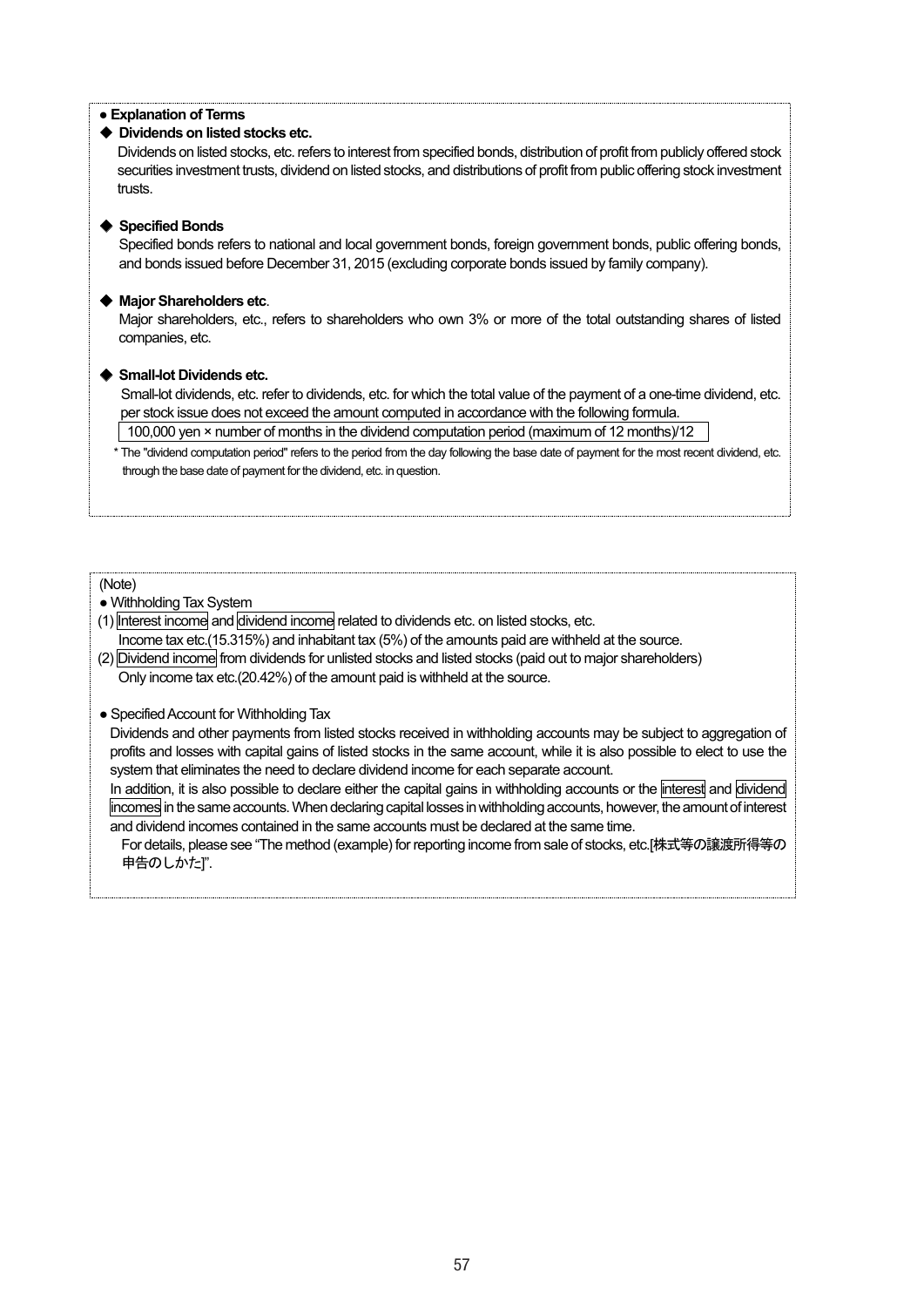● **Explanation of Terms**

◆ **Dividends on listed stocks etc.**

Dividends on listed stocks, etc. refers to interest from specified bonds, distribution of profit from publicly offered stock securities investment trusts, dividend on listed stocks, and distributions of profit from public offering stock investment trusts.

◆ **Specified Bonds**

Specified bonds refers to national and local government bonds, foreign government bonds, public offering bonds, and bonds issued before December 31, 2015 (excluding corporate bonds issued by family company).

◆ **Major Shareholders etc**.

Major shareholders, etc., refers to shareholders who own 3% or more of the total outstanding shares of listed companies, etc.

◆ **Small-lot Dividends etc.**

Small-lot dividends, etc. refer to dividends, etc. for which the total value of the payment of a one-time dividend, etc. per stock issue does not exceed the amount computed in accordance with the following formula.

100,000 yen × number of months in the dividend computation period (maximum of 12 months)/12

* The "dividend computation period" refers to the period from the day following the base date of payment for the most recent dividend, etc. through the base date of payment for the dividend, etc. in question.

(Note)

● Withholding Tax System

(1) Interest income and dividend income related to dividends etc. on listed stocks, etc.
Income tax etc.(15.315%) and inhabitant tax (5%) of the amounts paid are withheld at the source.

(2) Dividend income from dividends for unlisted stocks and listed stocks (paid out to major shareholders)
Only income tax etc.(20.42%) of the amount paid is withheld at the source.

● Specified Account for Withholding Tax

Dividends and other payments from listed stocks received in withholding accounts may be subject to aggregation of profits and losses with capital gains of listed stocks in the same account, while it is also possible to elect to use the system that eliminates the need to declare dividend income for each separate account.

In addition, it is also possible to declare either the capital gains in withholding accounts or the interest and dividend incomes in the same accounts. When declaring capital losses in withholding accounts, however, the amount of interest and dividend incomes contained in the same accounts must be declared at the same time.

For details, please see "The method (example) for reporting income from sale of stocks, etc.[株式等の譲渡所得等の申告のしかた]".